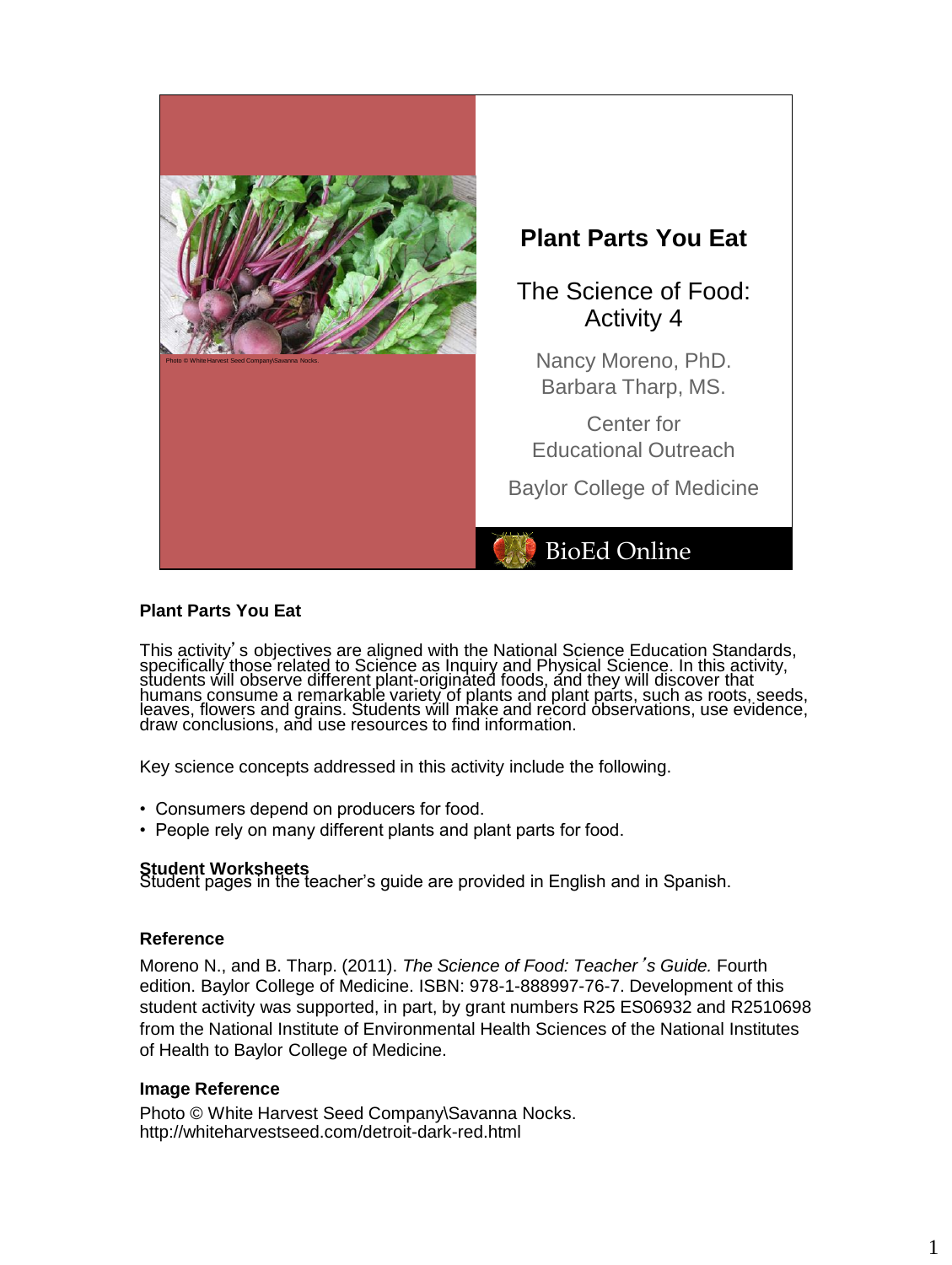Photo © White Harvest Seed Company\Savanna Nocks.

# Plant Parts You Eat

The Science of Food: Activity 4

Nancy Moreno, PhD.
Barbara Tharp, MS.

Center for Educational Outreach

Baylor College of Medicine

BioEd Online

## Plant Parts You Eat

This activity's objectives are aligned with the National Science Education Standards, specifically those related to Science as Inquiry and Physical Science. In this activity, students will observe different plant-originated foods, and they will discover that humans consume a remarkable variety of plants and plant parts, such as roots, seeds, leaves, flowers and grains. Students will make and record observations, use evidence, draw conclusions, and use resources to find information.

Key science concepts addressed in this activity include the following.

- Consumers depend on producers for food.
- People rely on many different plants and plant parts for food.

**Student Worksheets**

Student pages in the teacher's guide are provided in English and in Spanish.

**Reference**

Moreno N., and B. Tharp. (2011). *The Science of Food: Teacher's Guide.* Fourth edition. Baylor College of Medicine. ISBN: 978-1-888997-76-7. Development of this student activity was supported, in part, by grant numbers R25 ES06932 and R2510698 from the National Institute of Environmental Health Sciences of the National Institutes of Health to Baylor College of Medicine.

**Image Reference**

Photo © White Harvest Seed Company\Savanna Nocks.
http://whiteharvestseed.com/detroit-dark-red.html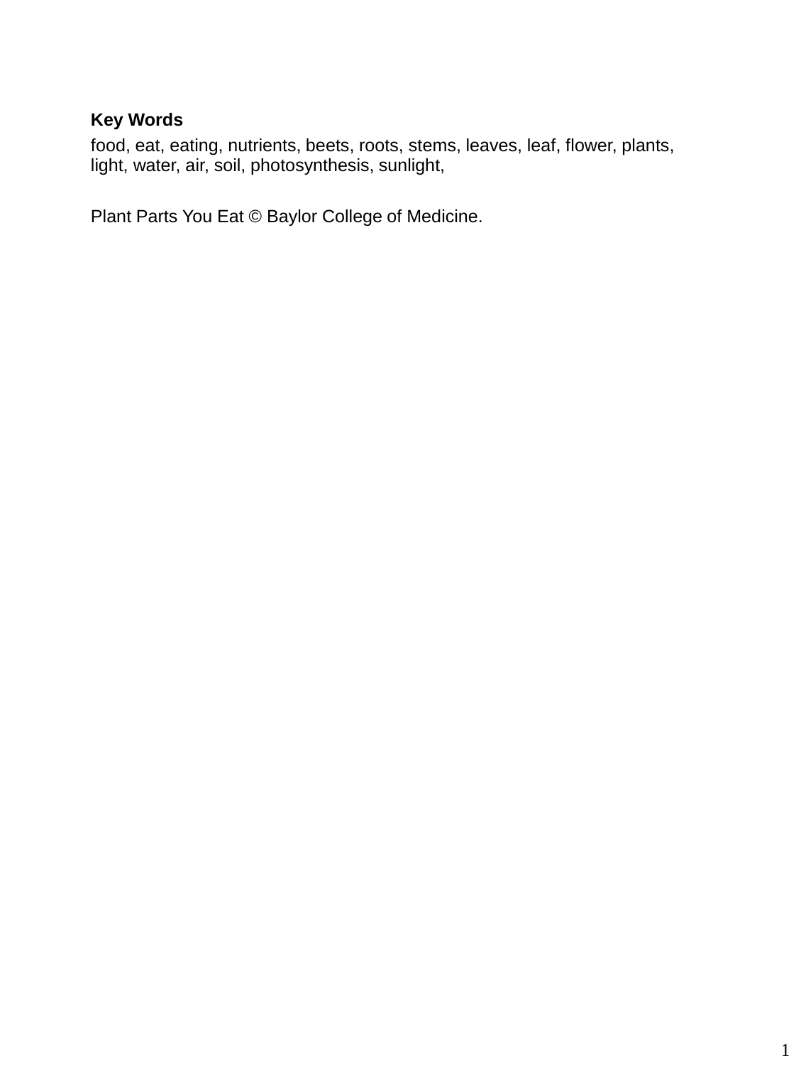**Key Words**

food, eat, eating, nutrients, beets, roots, stems, leaves, leaf, flower, plants, light, water, air, soil, photosynthesis, sunlight,

Plant Parts You Eat © Baylor College of Medicine.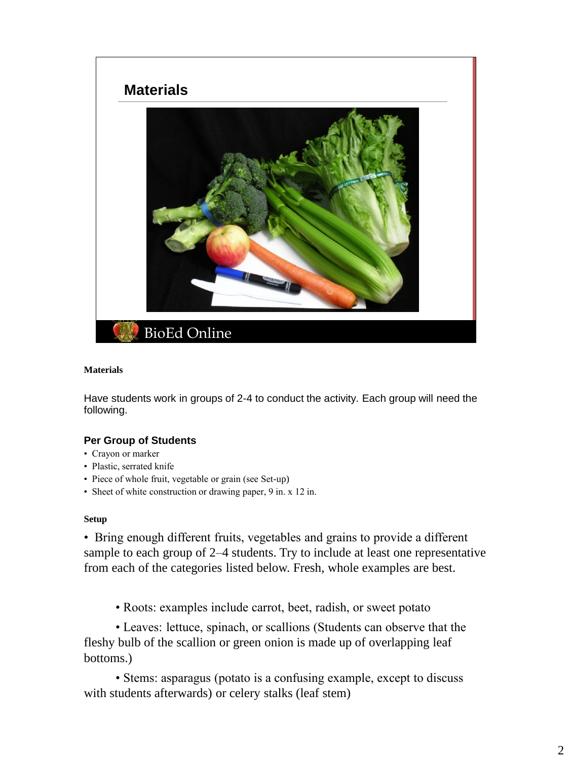## Materials

BioEd Online

**Materials**

Have students work in groups of 2-4 to conduct the activity. Each group will need the following.

### Per Group of Students

- Crayon or marker
- Plastic, serrated knife
- Piece of whole fruit, vegetable or grain (see Set-up)
- Sheet of white construction or drawing paper, 9 in. x 12 in.

**Setup**

- Bring enough different fruits, vegetables and grains to provide a different sample to each group of 2–4 students. Try to include at least one representative from each of the categories listed below. Fresh, whole examples are best.

  - Roots: examples include carrot, beet, radish, or sweet potato
  - Leaves: lettuce, spinach, or scallions (Students can observe that the fleshy bulb of the scallion or green onion is made up of overlapping leaf bottoms.)
  - Stems: asparagus (potato is a confusing example, except to discuss with students afterwards) or celery stalks (leaf stem)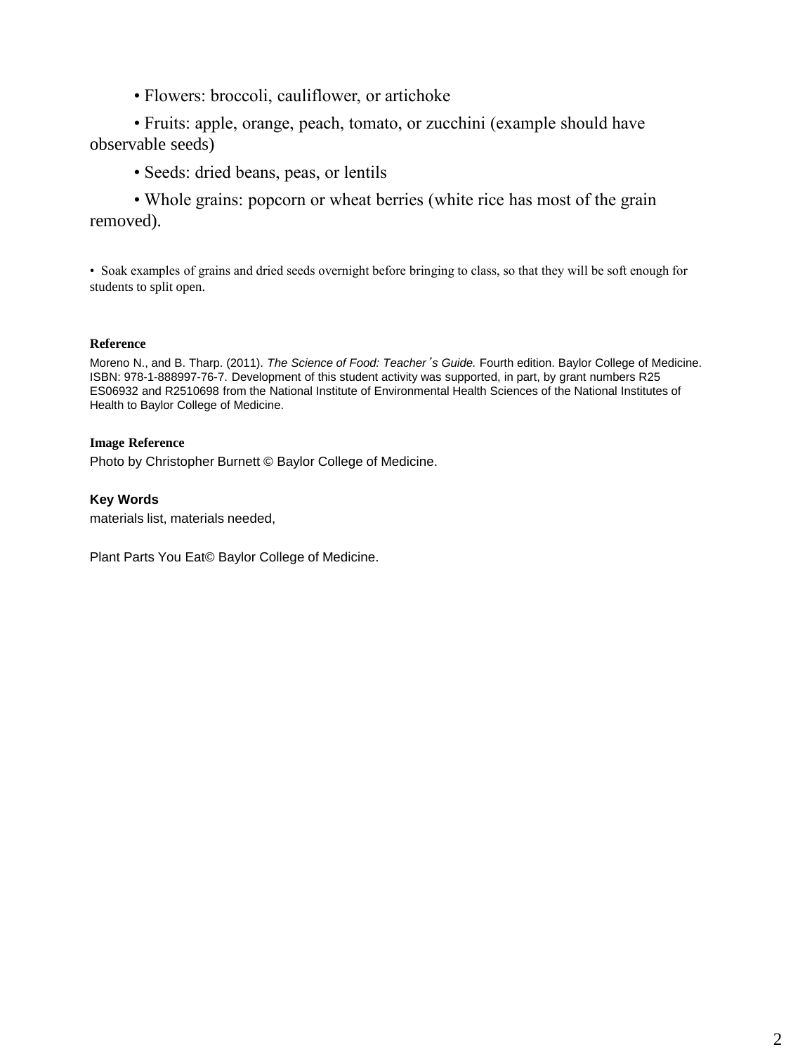- Flowers: broccoli, cauliflower, or artichoke
- Fruits: apple, orange, peach, tomato, or zucchini (example should have observable seeds)
- Seeds: dried beans, peas, or lentils
- Whole grains: popcorn or wheat berries (white rice has most of the grain removed).

- Soak examples of grains and dried seeds overnight before bringing to class, so that they will be soft enough for students to split open.

**Reference**

Moreno N., and B. Tharp. (2011). *The Science of Food: Teacher's Guide.* Fourth edition. Baylor College of Medicine. ISBN: 978-1-888997-76-7. Development of this student activity was supported, in part, by grant numbers R25 ES06932 and R2510698 from the National Institute of Environmental Health Sciences of the National Institutes of Health to Baylor College of Medicine.

**Image Reference**

Photo by Christopher Burnett © Baylor College of Medicine.

**Key Words**

materials list, materials needed,

Plant Parts You Eat© Baylor College of Medicine.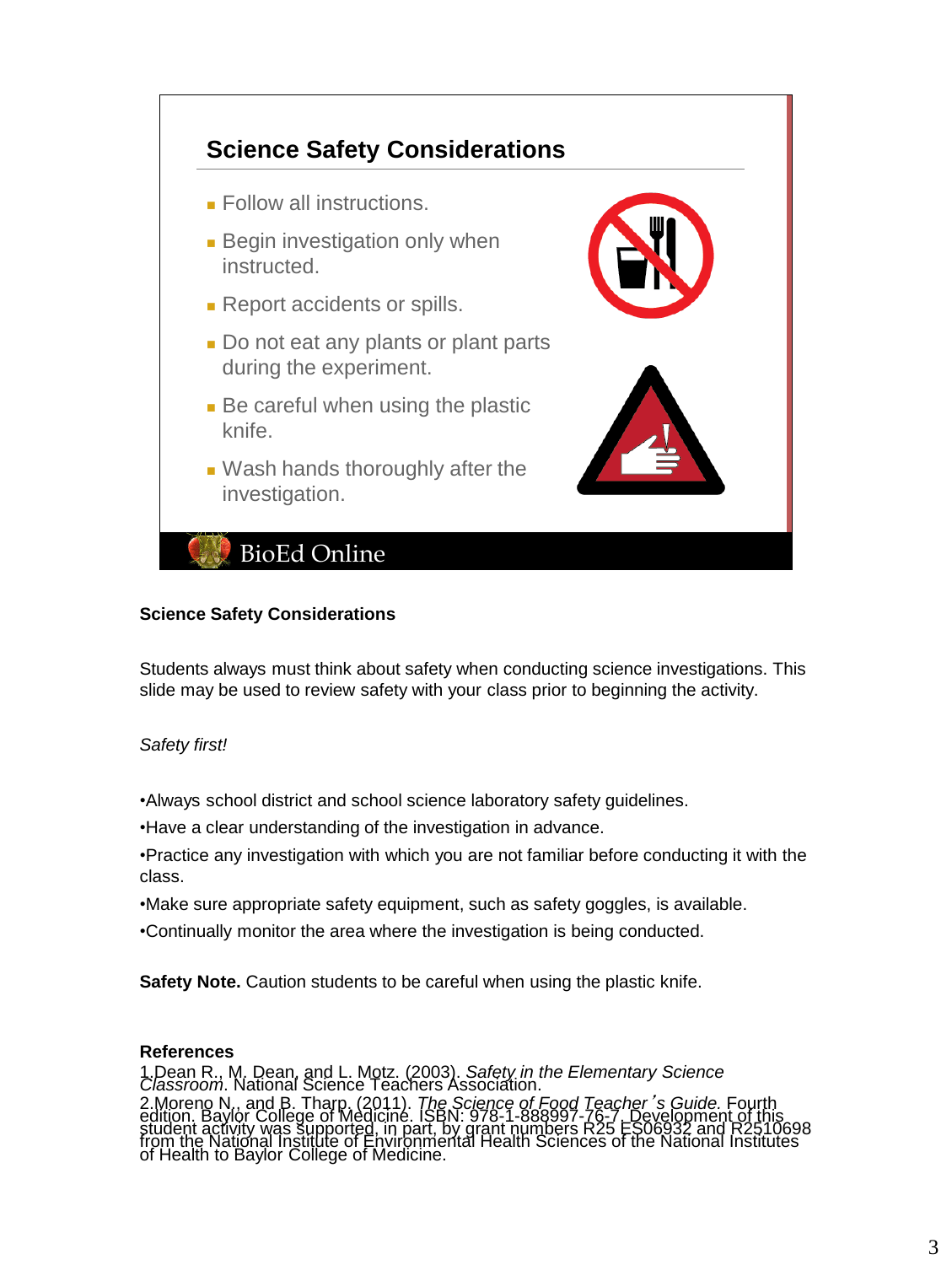## Science Safety Considerations

- Follow all instructions.
- Begin investigation only when instructed.
- Report accidents or spills.
- Do not eat any plants or plant parts during the experiment.
- Be careful when using the plastic knife.
- Wash hands thoroughly after the investigation.

BioEd Online

**Science Safety Considerations**

Students always must think about safety when conducting science investigations. This slide may be used to review safety with your class prior to beginning the activity.

*Safety first!*

- Always school district and school science laboratory safety guidelines.
- Have a clear understanding of the investigation in advance.
- Practice any investigation with which you are not familiar before conducting it with the class.
- Make sure appropriate safety equipment, such as safety goggles, is available.
- Continually monitor the area where the investigation is being conducted.

**Safety Note.** Caution students to be careful when using the plastic knife.

**References**

1. Dean R., M. Dean, and L. Motz. (2003). *Safety in the Elementary Science Classroom*. National Science Teachers Association.
2. Moreno N., and B. Tharp. (2011). *The Science of Food Teacher's Guide.* Fourth edition. Baylor College of Medicine. ISBN: 978-1-888997-76-7. Development of this student activity was supported, in part, by grant numbers R25 ES06932 and R2510698 from the National Institute of Environmental Health Sciences of the National Institutes of Health to Baylor College of Medicine.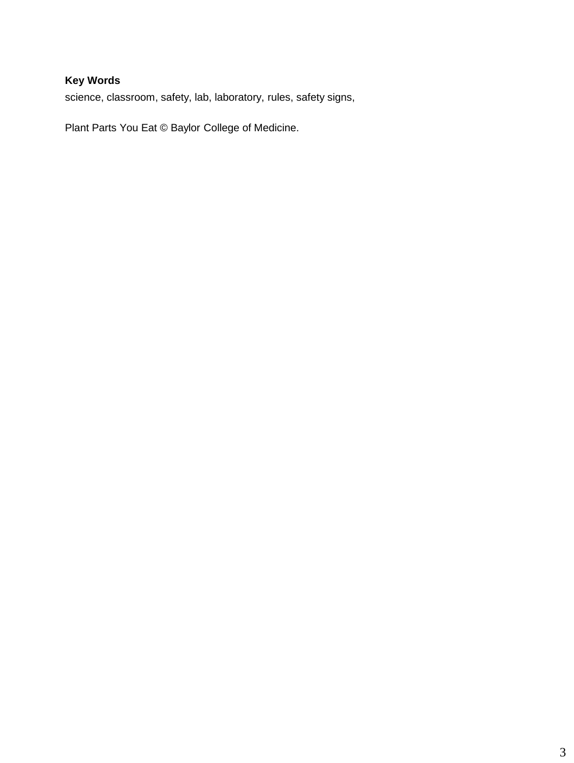**Key Words**

science, classroom, safety, lab, laboratory, rules, safety signs,

Plant Parts You Eat © Baylor College of Medicine.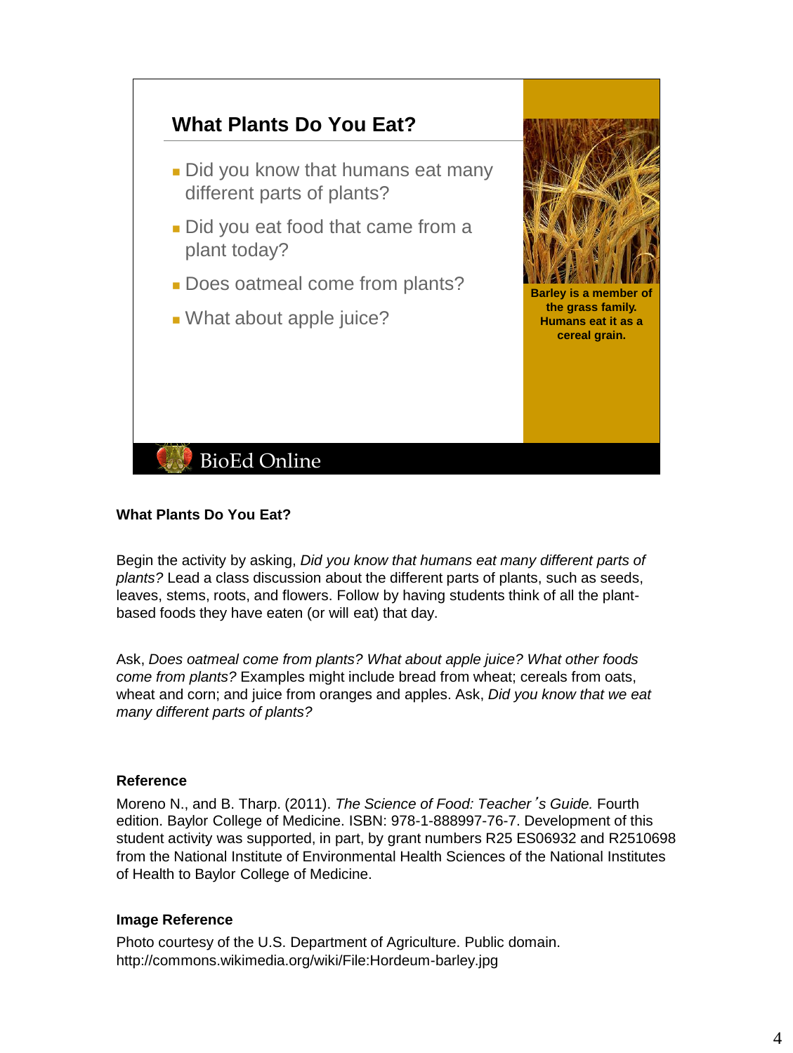## What Plants Do You Eat?

- Did you know that humans eat many different parts of plants?
- Did you eat food that came from a plant today?
- Does oatmeal come from plants?
- What about apple juice?

**Barley is a member of the grass family. Humans eat it as a cereal grain.**

BioEd Online

### What Plants Do You Eat?

Begin the activity by asking, *Did you know that humans eat many different parts of plants?* Lead a class discussion about the different parts of plants, such as seeds, leaves, stems, roots, and flowers. Follow by having students think of all the plant-based foods they have eaten (or will eat) that day.

Ask, *Does oatmeal come from plants? What about apple juice? What other foods come from plants?* Examples might include bread from wheat; cereals from oats, wheat and corn; and juice from oranges and apples. Ask, *Did you know that we eat many different parts of plants?*

### Reference

Moreno N., and B. Tharp. (2011). *The Science of Food: Teacher's Guide.* Fourth edition. Baylor College of Medicine. ISBN: 978-1-888997-76-7. Development of this student activity was supported, in part, by grant numbers R25 ES06932 and R2510698 from the National Institute of Environmental Health Sciences of the National Institutes of Health to Baylor College of Medicine.

### Image Reference

Photo courtesy of the U.S. Department of Agriculture. Public domain.
http://commons.wikimedia.org/wiki/File:Hordeum-barley.jpg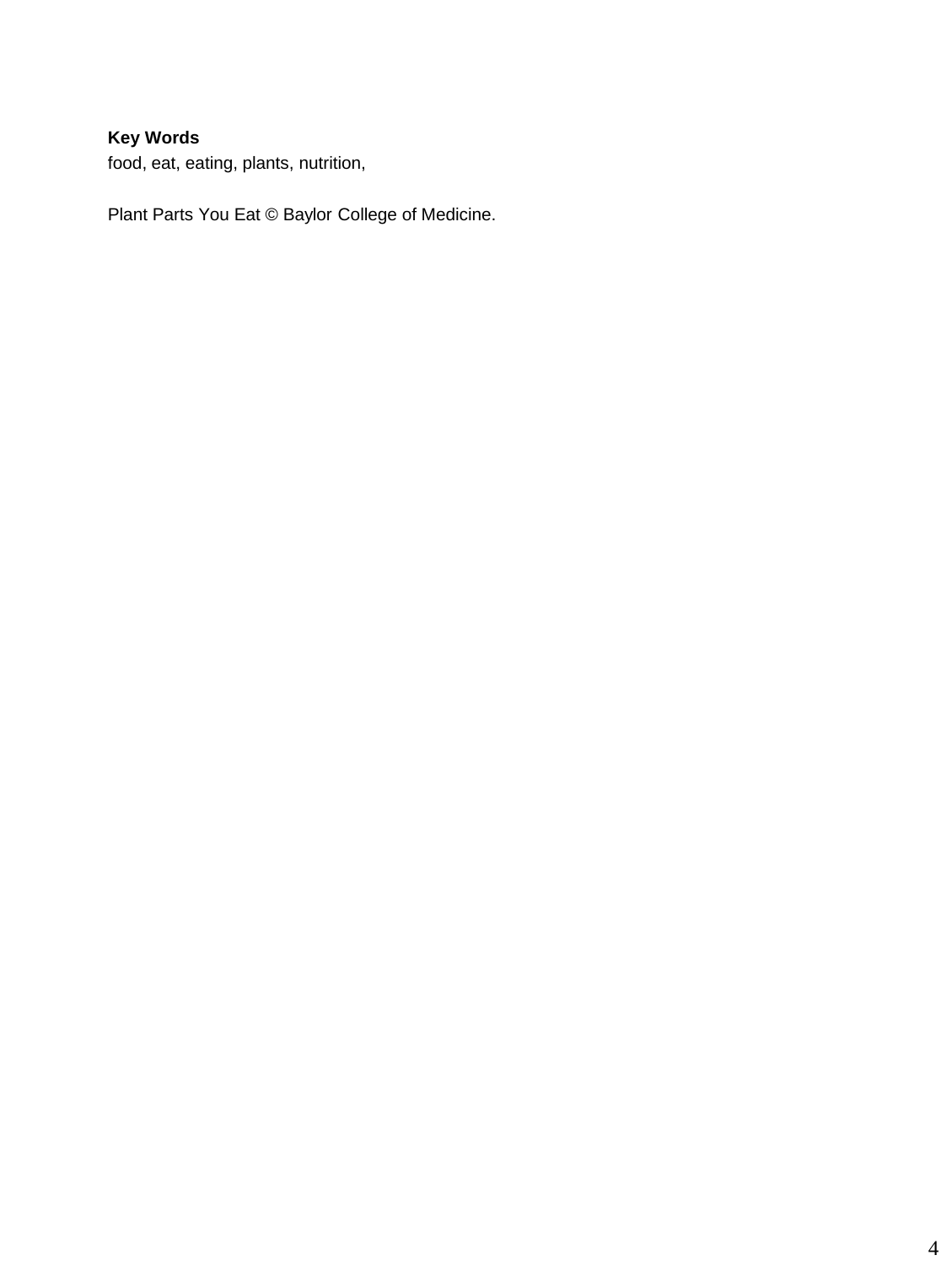**Key Words**
food, eat, eating, plants, nutrition,

Plant Parts You Eat © Baylor College of Medicine.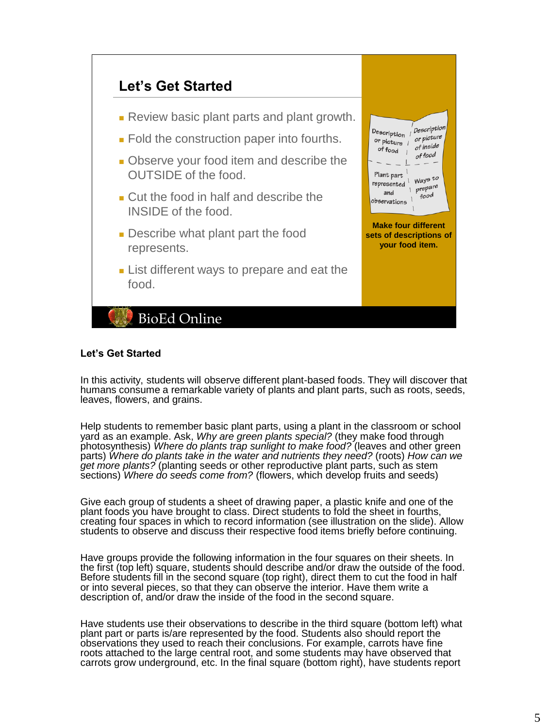## Let's Get Started

- Review basic plant parts and plant growth.
- Fold the construction paper into fourths.
- Observe your food item and describe the OUTSIDE of the food.
- Cut the food in half and describe the INSIDE of the food.
- Describe what plant part the food represents.
- List different ways to prepare and eat the food.

| Description or picture of food | Description or picture of inside of food |
|---|---|
| Plant part represented and observations | Ways to prepare food |

**Make four different sets of descriptions of your food item.**

BioEd Online

### Let's Get Started

In this activity, students will observe different plant-based foods. They will discover that humans consume a remarkable variety of plants and plant parts, such as roots, seeds, leaves, flowers, and grains.

Help students to remember basic plant parts, using a plant in the classroom or school yard as an example. Ask, *Why are green plants special?* (they make food through photosynthesis) *Where do plants trap sunlight to make food?* (leaves and other green parts) *Where do plants take in the water and nutrients they need?* (roots) *How can we get more plants?* (planting seeds or other reproductive plant parts, such as stem sections) *Where do seeds come from?* (flowers, which develop fruits and seeds)

Give each group of students a sheet of drawing paper, a plastic knife and one of the plant foods you have brought to class. Direct students to fold the sheet in fourths, creating four spaces in which to record information (see illustration on the slide). Allow students to observe and discuss their respective food items briefly before continuing.

Have groups provide the following information in the four squares on their sheets. In the first (top left) square, students should describe and/or draw the outside of the food. Before students fill in the second square (top right), direct them to cut the food in half or into several pieces, so that they can observe the interior. Have them write a description of, and/or draw the inside of the food in the second square.

Have students use their observations to describe in the third square (bottom left) what plant part or parts is/are represented by the food. Students also should report the observations they used to reach their conclusions. For example, carrots have fine roots attached to the large central root, and some students may have observed that carrots grow underground, etc. In the final square (bottom right), have students report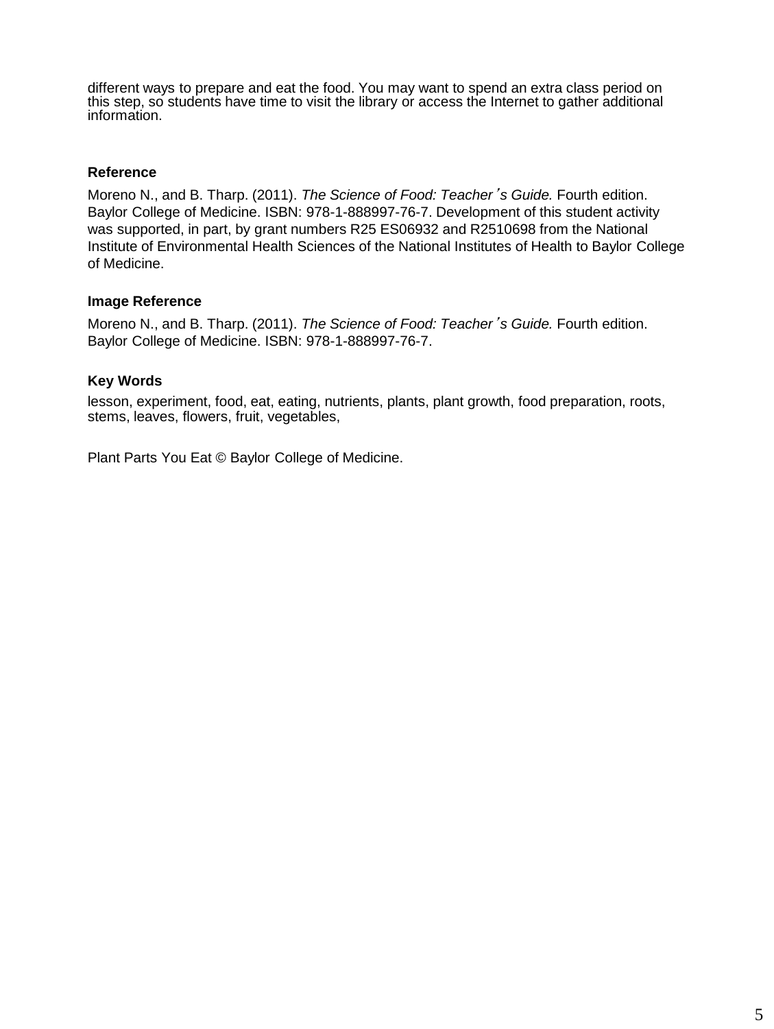different ways to prepare and eat the food. You may want to spend an extra class period on this step, so students have time to visit the library or access the Internet to gather additional information.

### Reference

Moreno N., and B. Tharp. (2011). *The Science of Food: Teacher's Guide.* Fourth edition. Baylor College of Medicine. ISBN: 978-1-888997-76-7. Development of this student activity was supported, in part, by grant numbers R25 ES06932 and R2510698 from the National Institute of Environmental Health Sciences of the National Institutes of Health to Baylor College of Medicine.

### Image Reference

Moreno N., and B. Tharp. (2011). *The Science of Food: Teacher's Guide.* Fourth edition. Baylor College of Medicine. ISBN: 978-1-888997-76-7.

### Key Words

lesson, experiment, food, eat, eating, nutrients, plants, plant growth, food preparation, roots, stems, leaves, flowers, fruit, vegetables,

Plant Parts You Eat © Baylor College of Medicine.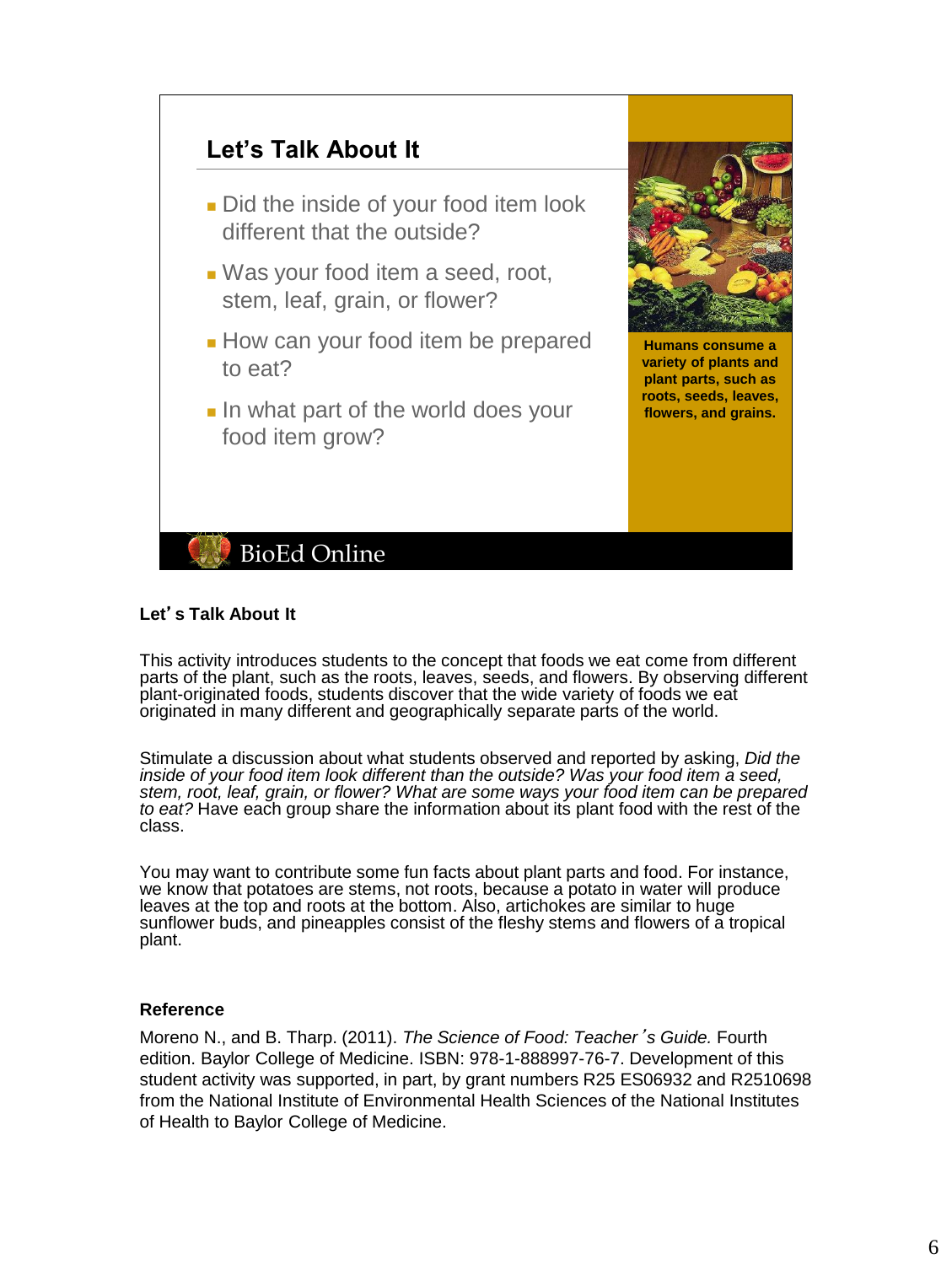## Let's Talk About It

- Did the inside of your food item look different that the outside?
- Was your food item a seed, root, stem, leaf, grain, or flower?
- How can your food item be prepared to eat?
- In what part of the world does your food item grow?

**Humans consume a variety of plants and plant parts, such as roots, seeds, leaves, flowers, and grains.**

BioEd Online

### Let's Talk About It

This activity introduces students to the concept that foods we eat come from different parts of the plant, such as the roots, leaves, seeds, and flowers. By observing different plant-originated foods, students discover that the wide variety of foods we eat originated in many different and geographically separate parts of the world.

Stimulate a discussion about what students observed and reported by asking, *Did the inside of your food item look different than the outside? Was your food item a seed, stem, root, leaf, grain, or flower? What are some ways your food item can be prepared to eat?* Have each group share the information about its plant food with the rest of the class.

You may want to contribute some fun facts about plant parts and food. For instance, we know that potatoes are stems, not roots, because a potato in water will produce leaves at the top and roots at the bottom. Also, artichokes are similar to huge sunflower buds, and pineapples consist of the fleshy stems and flowers of a tropical plant.

### Reference

Moreno N., and B. Tharp. (2011). *The Science of Food: Teacher's Guide.* Fourth edition. Baylor College of Medicine. ISBN: 978-1-888997-76-7. Development of this student activity was supported, in part, by grant numbers R25 ES06932 and R2510698 from the National Institute of Environmental Health Sciences of the National Institutes of Health to Baylor College of Medicine.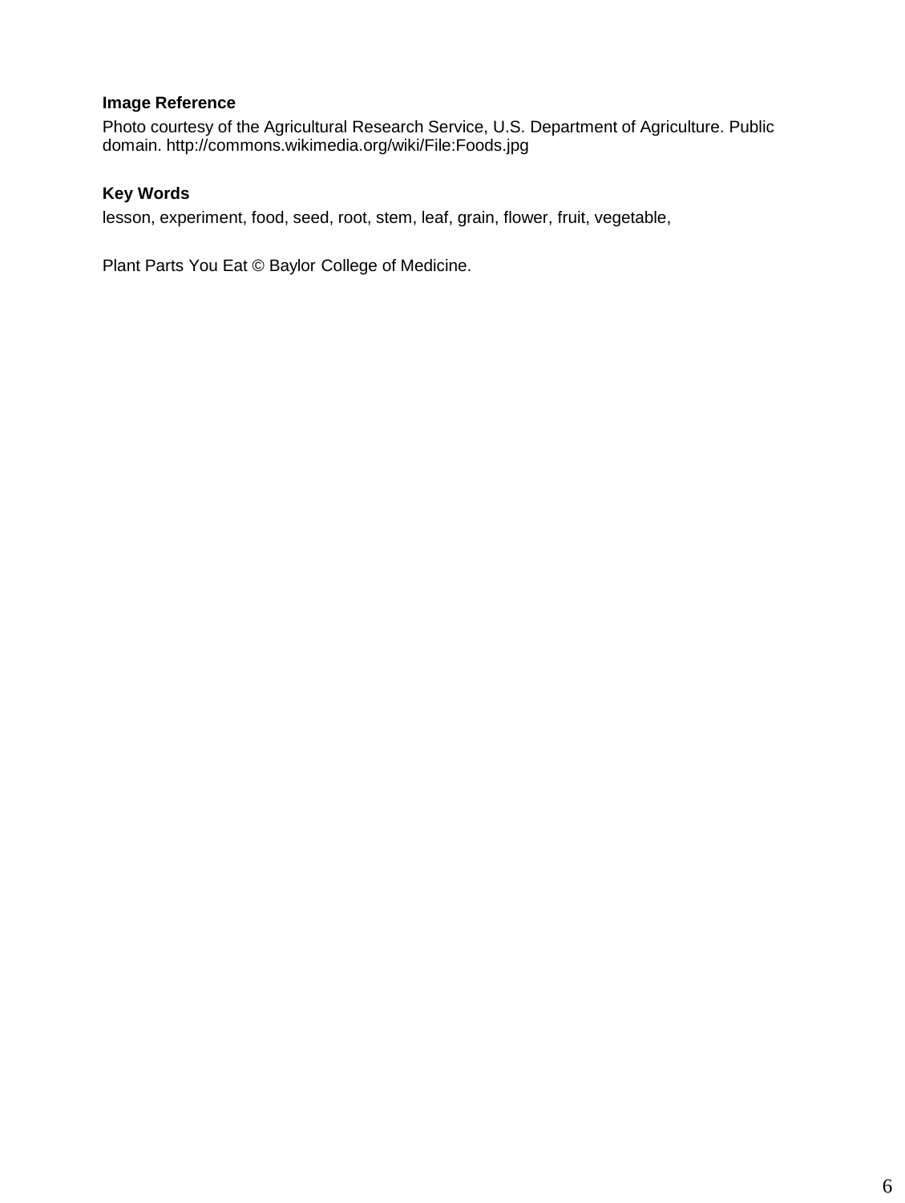**Image Reference**

Photo courtesy of the Agricultural Research Service, U.S. Department of Agriculture. Public domain. http://commons.wikimedia.org/wiki/File:Foods.jpg

**Key Words**

lesson, experiment, food, seed, root, stem, leaf, grain, flower, fruit, vegetable,

Plant Parts You Eat © Baylor College of Medicine.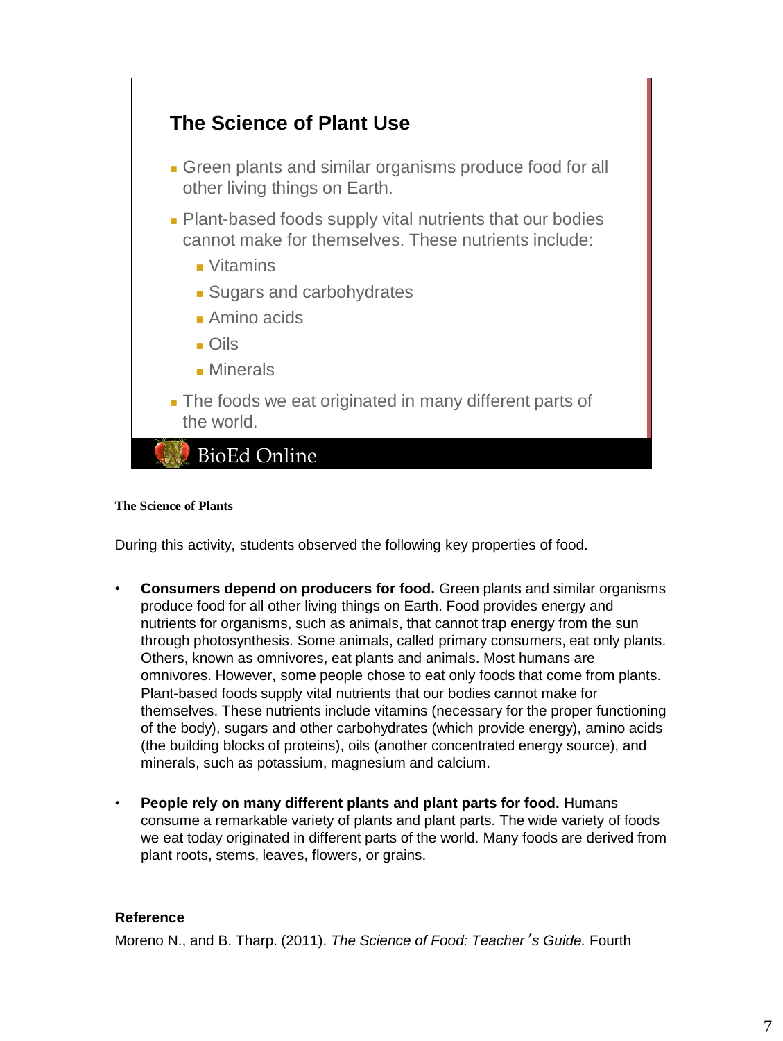## The Science of Plant Use

- Green plants and similar organisms produce food for all other living things on Earth.
- Plant-based foods supply vital nutrients that our bodies cannot make for themselves. These nutrients include:
  - Vitamins
  - Sugars and carbohydrates
  - Amino acids
  - Oils
  - Minerals
- The foods we eat originated in many different parts of the world.

BioEd Online

**The Science of Plants**

During this activity, students observed the following key properties of food.

- **Consumers depend on producers for food.** Green plants and similar organisms produce food for all other living things on Earth. Food provides energy and nutrients for organisms, such as animals, that cannot trap energy from the sun through photosynthesis. Some animals, called primary consumers, eat only plants. Others, known as omnivores, eat plants and animals. Most humans are omnivores. However, some people chose to eat only foods that come from plants. Plant-based foods supply vital nutrients that our bodies cannot make for themselves. These nutrients include vitamins (necessary for the proper functioning of the body), sugars and other carbohydrates (which provide energy), amino acids (the building blocks of proteins), oils (another concentrated energy source), and minerals, such as potassium, magnesium and calcium.

- **People rely on many different plants and plant parts for food.** Humans consume a remarkable variety of plants and plant parts. The wide variety of foods we eat today originated in different parts of the world. Many foods are derived from plant roots, stems, leaves, flowers, or grains.

**Reference**

Moreno N., and B. Tharp. (2011). *The Science of Food: Teacher's Guide.* Fourth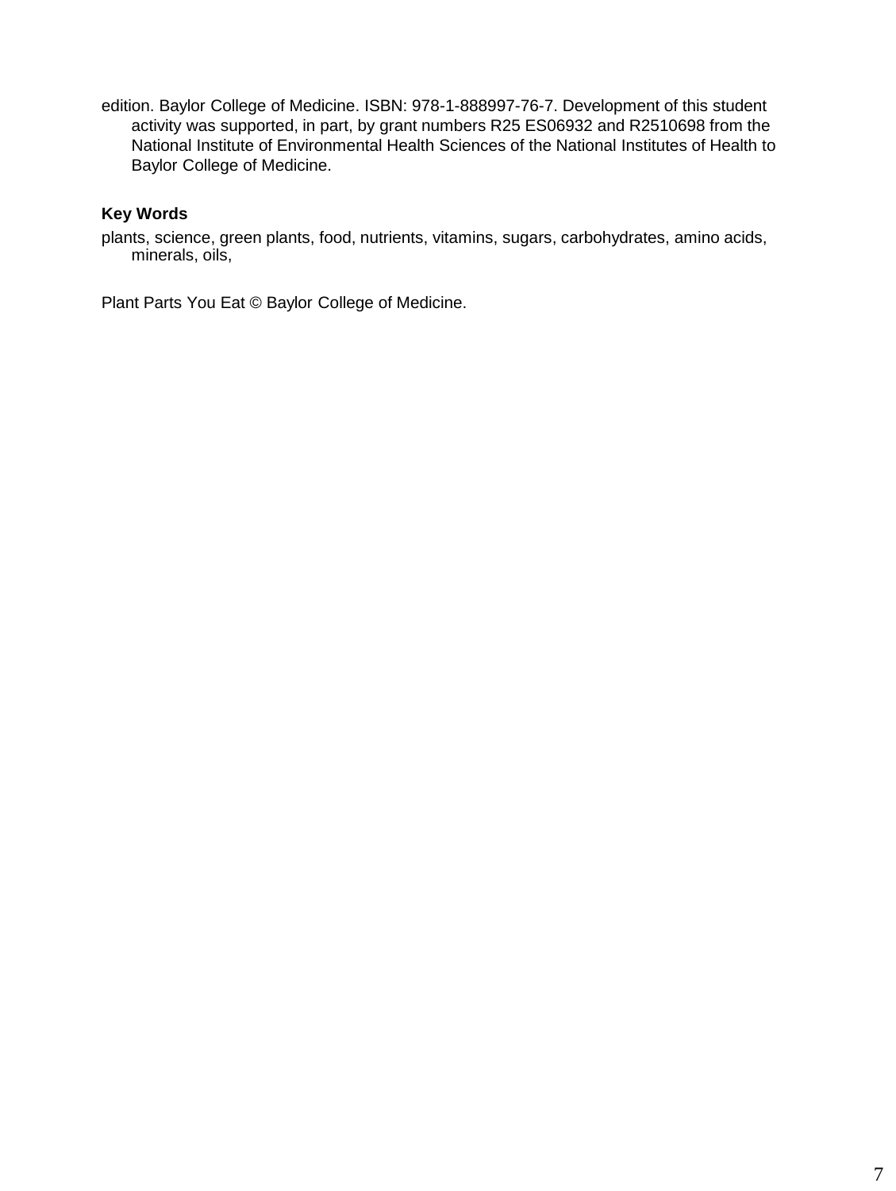edition. Baylor College of Medicine. ISBN: 978-1-888997-76-7. Development of this student activity was supported, in part, by grant numbers R25 ES06932 and R2510698 from the National Institute of Environmental Health Sciences of the National Institutes of Health to Baylor College of Medicine.

**Key Words**

plants, science, green plants, food, nutrients, vitamins, sugars, carbohydrates, amino acids, minerals, oils,

Plant Parts You Eat © Baylor College of Medicine.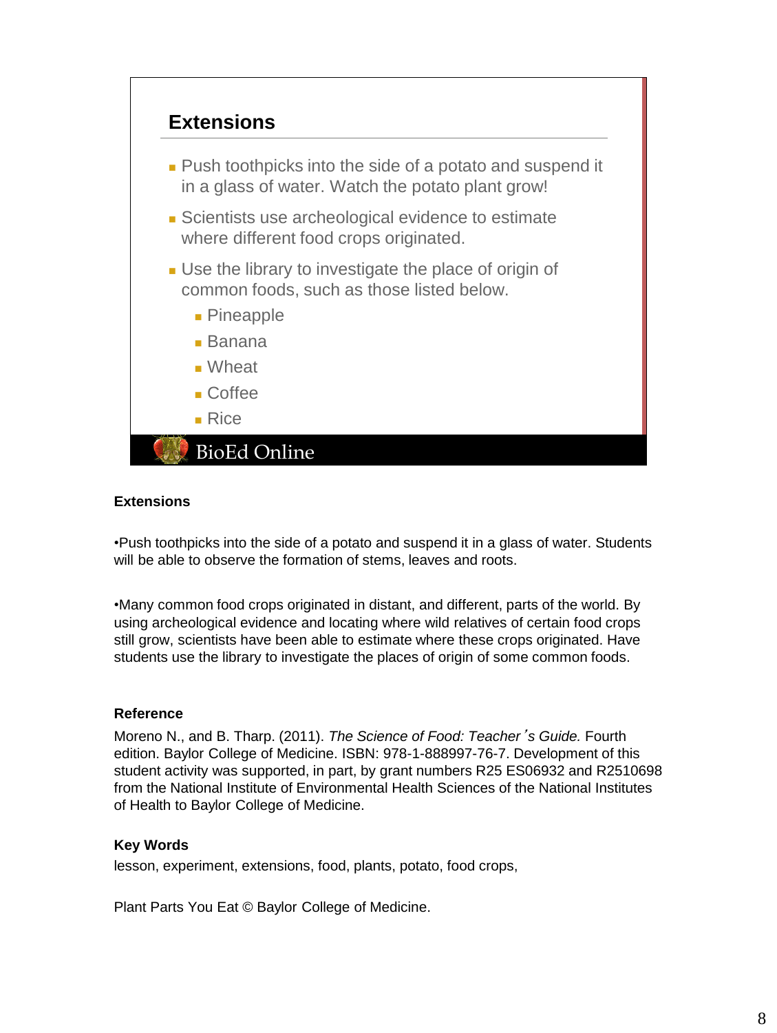## Extensions

- Push toothpicks into the side of a potato and suspend it in a glass of water. Watch the potato plant grow!
- Scientists use archeological evidence to estimate where different food crops originated.
- Use the library to investigate the place of origin of common foods, such as those listed below.
  - Pineapple
  - Banana
  - Wheat
  - Coffee
  - Rice

BioEd Online

**Extensions**

•Push toothpicks into the side of a potato and suspend it in a glass of water. Students will be able to observe the formation of stems, leaves and roots.

•Many common food crops originated in distant, and different, parts of the world. By using archeological evidence and locating where wild relatives of certain food crops still grow, scientists have been able to estimate where these crops originated. Have students use the library to investigate the places of origin of some common foods.

**Reference**

Moreno N., and B. Tharp. (2011). *The Science of Food: Teacher's Guide.* Fourth edition. Baylor College of Medicine. ISBN: 978-1-888997-76-7. Development of this student activity was supported, in part, by grant numbers R25 ES06932 and R2510698 from the National Institute of Environmental Health Sciences of the National Institutes of Health to Baylor College of Medicine.

**Key Words**

lesson, experiment, extensions, food, plants, potato, food crops,

Plant Parts You Eat © Baylor College of Medicine.